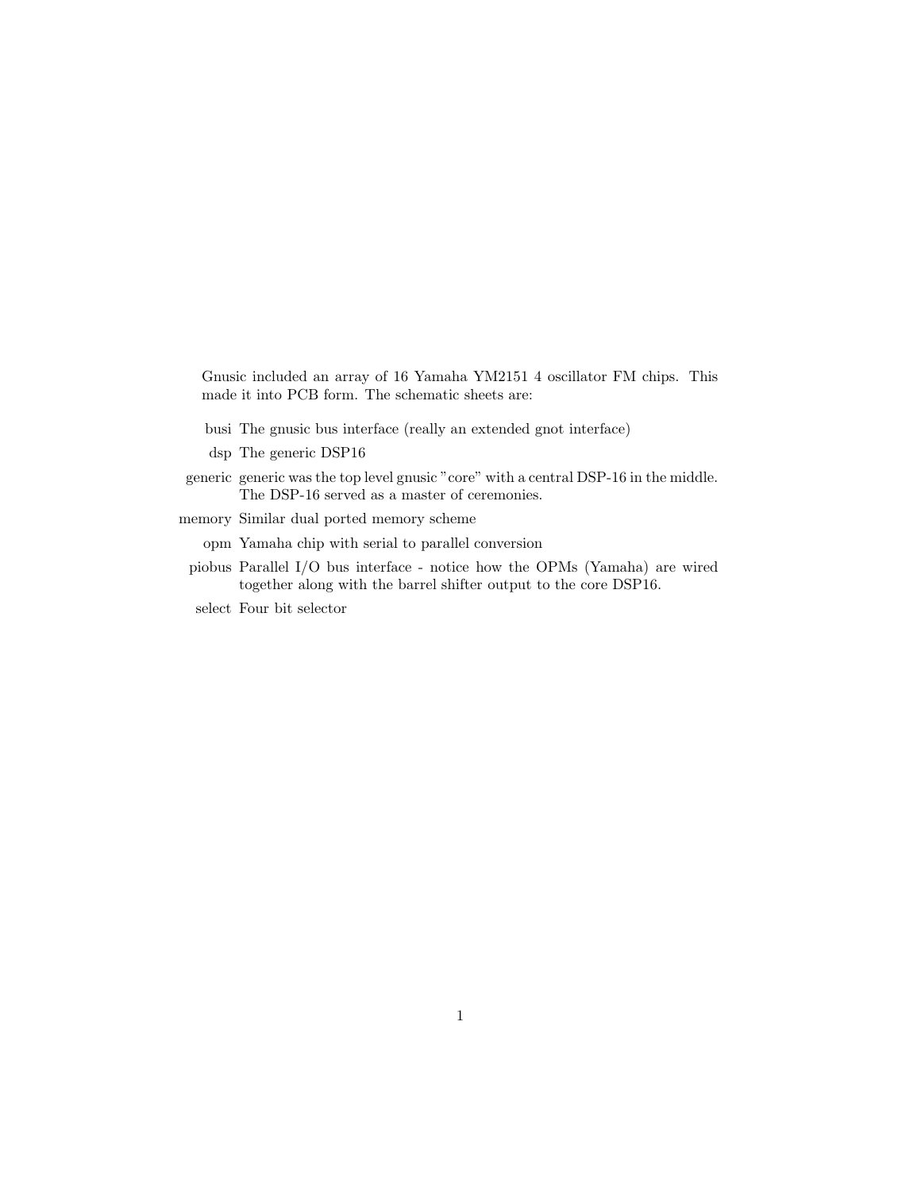Gnusic included an array of 16 Yamaha YM2151 4 oscillator FM chips. This made it into PCB form. The schematic sheets are:

**busi** The gnusic bus interface (really an extended gnot interface)

**dsp** The generic DSP16

**generic** generic was the top level gnusic "core" with a central DSP-16 in the middle. The DSP-16 served as a master of ceremonies.

**memory** Similar dual ported memory scheme

**opm** Yamaha chip with serial to parallel conversion

**piobus** Parallel I/O bus interface - notice how the OPMs (Yamaha) are wired together along with the barrel shifter output to the core DSP16.

**select** Four bit selector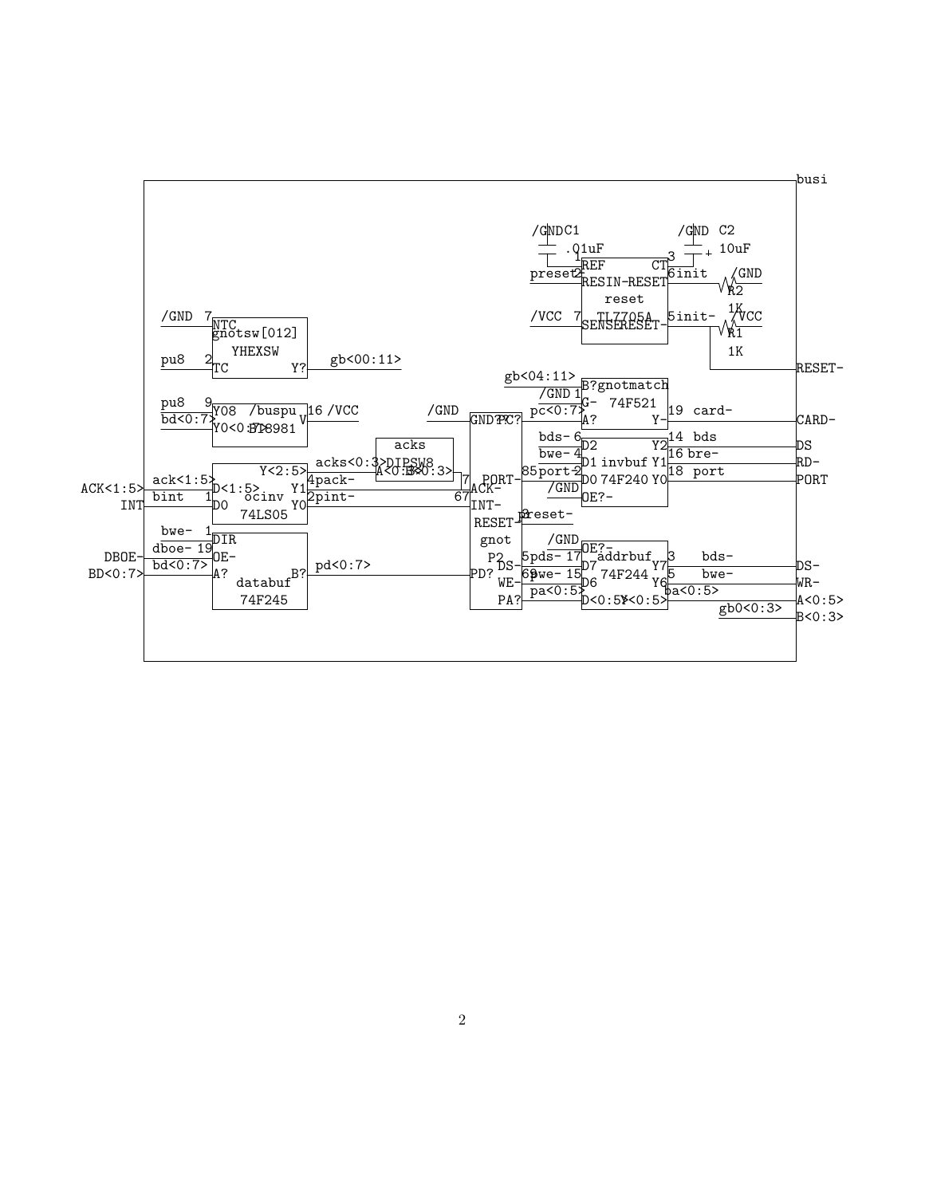busi

/GND C1 .01uF 1 REF preset 2 RESIN- /VCC 7 SENSE reset TL7705A CT 3 RESET 6 init RESET- 5 init- /GND C2 10uF /GND R2 1K /VCC R1 1K

RESET-

/GND 7 NTC gnotsw[012] YHEXSW pu8 2 TC Y? gb<00:11>

pu8 9 Y08 /buspu V 16 /VCC bd<0:7> Y0<0:7> 7T8981

gb<04:11> B? gnotmatch /GND 1 G- 74F521 pc<0:7> A? Y- 19 card- CARD-

/GND GND? PC?

bds- 6 D2 Y2 14 bds DS bwe- 4 D1 invbuf Y1 16 bre- RD- port 2 D0 74F240 Y0 18 port PORT /GND OE?-

acks acks<0:3> DIPSW8 A<0:3> B<0:3> 7 ACK- 8 5 PORT-

ACK<1:5> ack<1:5> D<1:5> Y<2:5> 4 pack- INT bint 1 D0 ocinv Y1 2 pint- 6 7 INT- 74LS05 Y0 RESET- 2 preset-

gnot P2

bwe- 1 DIR DBOE- dboe- 19 OE- BD<0:7> bd<0:7> A? databuf B? pd<0:7> PD? 74F245

/GND OE?- 5 pds- 17 DS- D7 addrbuf Y7 3 bds- DS- 6 9 pwe- 15 WE- D6 74F244 Y6 5 bwe- WR- pa<0:5> PA? D<0:5> Y<0:5> ba<0:5> A<0:5> gb0<0:3> B<0:3>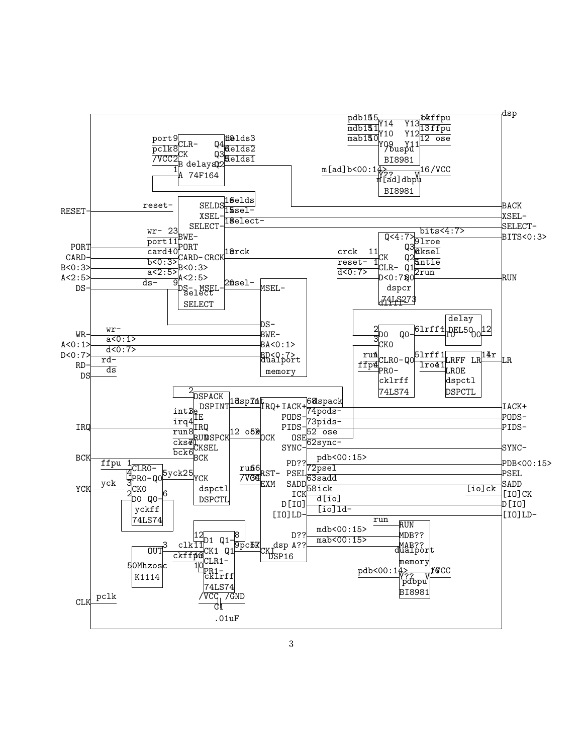```
dsp

Inputs:  RESET-  PORT  CARD-  B<0:3>  A<2:5>  DS-  WR-  A<0:1>  D<0:7>  RD-  DS  IRQ  BCK  YCK  CLK

Outputs: BACK  XSEL-  SELECT-  BITS<0:3>  RUN  LR  IACK+  PODS-  PIDS-  SYNC-  PDB<00:15>  PSEL  SADD  [IO]CK  D[IO]  [IO]LD-

Components:
  delays     74F164     (CLR-, CK, B, A / Q4, Q3, Q2)
  select     SELECT     (BWE-, PORT, CARD-, B<0:3>, A<2:5>, DS- / SELDS, XSEL-, SELECT-, CRCK, MSEL-)
  buspu      BI8981
  dbpu       BI8981
  dspcr      74LS273    (CK, CLR-, D<0:7> / Q<4:7>, Q3, Q2, Q1, Q0)
  dualport memory       (MSEL-, DS-, BWE-, BA<0:1>, BD<0:7>)
  dlrff      74LS74
  delay      DEL50
  cklrff     74LS74
  dspctl     DSPCTL     (LRFF, LROE / LR)
  dspctl     DSPCTL     (DSPACK, IE, IRQ, RUN, CKSEL, BCK, YCK / DSPINT, DSPCK)
  yckff      74LS74
  dsp        DSP16      (IRQ+, OCK, RST-, EXM, CKI / IACK+, PODS-, PIDS-, OSE, SYNC-, PD??, PSEL, SADD, ICK, D[IO], [IO]LD-, D??, A??)
  dualport memory       (RUN, MDB??, MAB??)
  pdbpu      BI8981
  ckffpu     (clock flip-flop) 74LS74
  osc        K1114      50Mhz
  C1         .01uF
```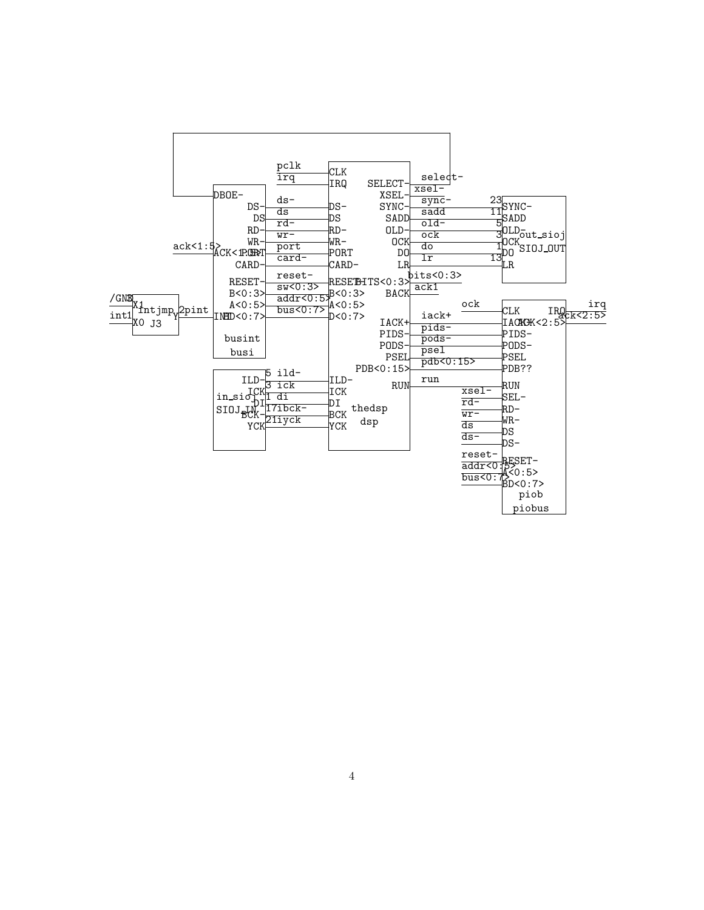```
                          pclk            CLK
                          irq             IRQ      SELECT-    select-
              DBOE-                                XSEL-      xsel-
                DS-       ds-             DS-      SYNC-      sync-      23 SYNC-
                DS        ds              DS       SADD       sadd       11 SADD
                RD-       rd-             RD-      OLD-       old-        5 OLD-   out_sioj
                WR-       wr-             WR-      OCK        ock         3 OCK    SIOJ_OUT
ack<1:5>  ACK<1:5>PORT    port            PORT     DO         do          1 DO
                CARD-     card-           CARD-    LR         lr         13 LR
                RESET-    reset-          RESET-   BITS<0:3>  bits<0:3>
                B<0:3>    sw<0:3>         B<0:3>   BACK       ack1
/GND X1         A<0:5>    addr<0:5>       A<0:5>              ock           CLK       IRQ    irq
int1 X0 intjmp Y 2pint INT BD<0:7> bus<0:7>  D<0:7>           iack+         IACK+ ACK<2:5>  ack<2:5>
        J3                                IACK+               pids-         PIDS-
                busint                    PIDS-               pods-         PODS-
                busi                      PODS-               psel          PSEL
                                          PSEL                pdb<0:15>     PDB??
                                          PDB<0:15>           run           RUN
                ILD-    5 ild-            ILD-     RUN        xsel-         SEL-
   in_sioj      ICK     3 ick             ICK                 rd-           RD-
   SIOJ_IN      DI      1 di              DI       thedsp     wr-           WR-
                BCK-    17ibck-           BCK      dsp        ds            DS
                YCK     21iyck            YCK                 ds-           DS-
                                                              reset-        RESET-
                                                              addr<0:5>     A<0:5>
                                                              bus<0:7>      BD<0:7>
                                                                            piob
                                                                            piobus
```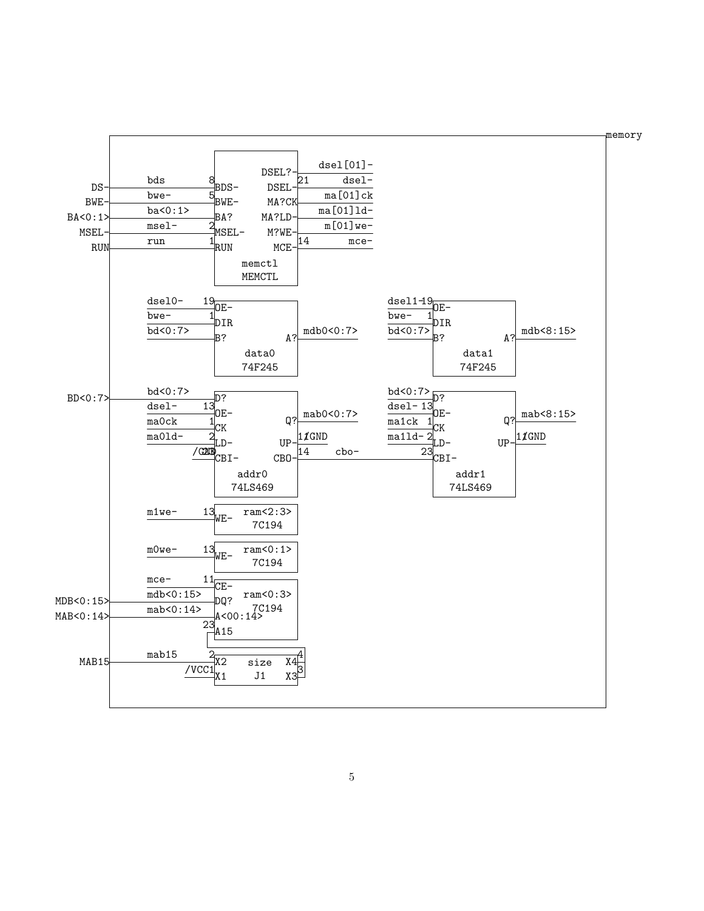memory

DS- BWE- BA<0:1> MSEL- RUN

bds 8 BDS-
bwe- 5 BWE-
ba<0:1> BA?
msel- 2 MSEL-
run 1 RUN

DSEL?- dsel[01]-
DSEL- 21 dsel-
MA?CK ma[01]ck
MA?LD- ma[01]ld-
M?WE- m[01]we-
MCE- 14 mce-

memctl
MEMCTL

dsel0- 19 OE-
bwe- 1 DIR
bd<0:7> B?
A? mdb0<0:7>

data0
74F245

dsel1- 19 OE-
bwe- 1 DIR
bd<0:7> B?
A? mdb<8:15>

data1
74F245

BD<0:7>

bd<0:7> D?
dsel- 13 OE-
ma0ck 1 CK
ma0ld- 2 LD-
/GND 23 CBI-
Q? mab0<0:7>
UP- 11 /GND
CBO- 14 cbo-

addr0
74LS469

bd<0:7> D?
dsel- 13 OE-
ma1ck 1 CK
ma1ld- 2 LD-
23 CBI-
Q? mab<8:15>
UP- 11 /GND

addr1
74LS469

m1we- 13 WE-
ram<2:3>
7C194

m0we- 13 WE-
ram<0:1>
7C194

MDB<0:15> MAB<0:14>

mce- 11 CE-
mdb<0:15> DQ?
mab<0:14> A<00:14>
23 A15
ram<0:3>
7C194

MAB15

mab15 2 X2
/VCC 1 X1
size
J1
X4 4
X3 3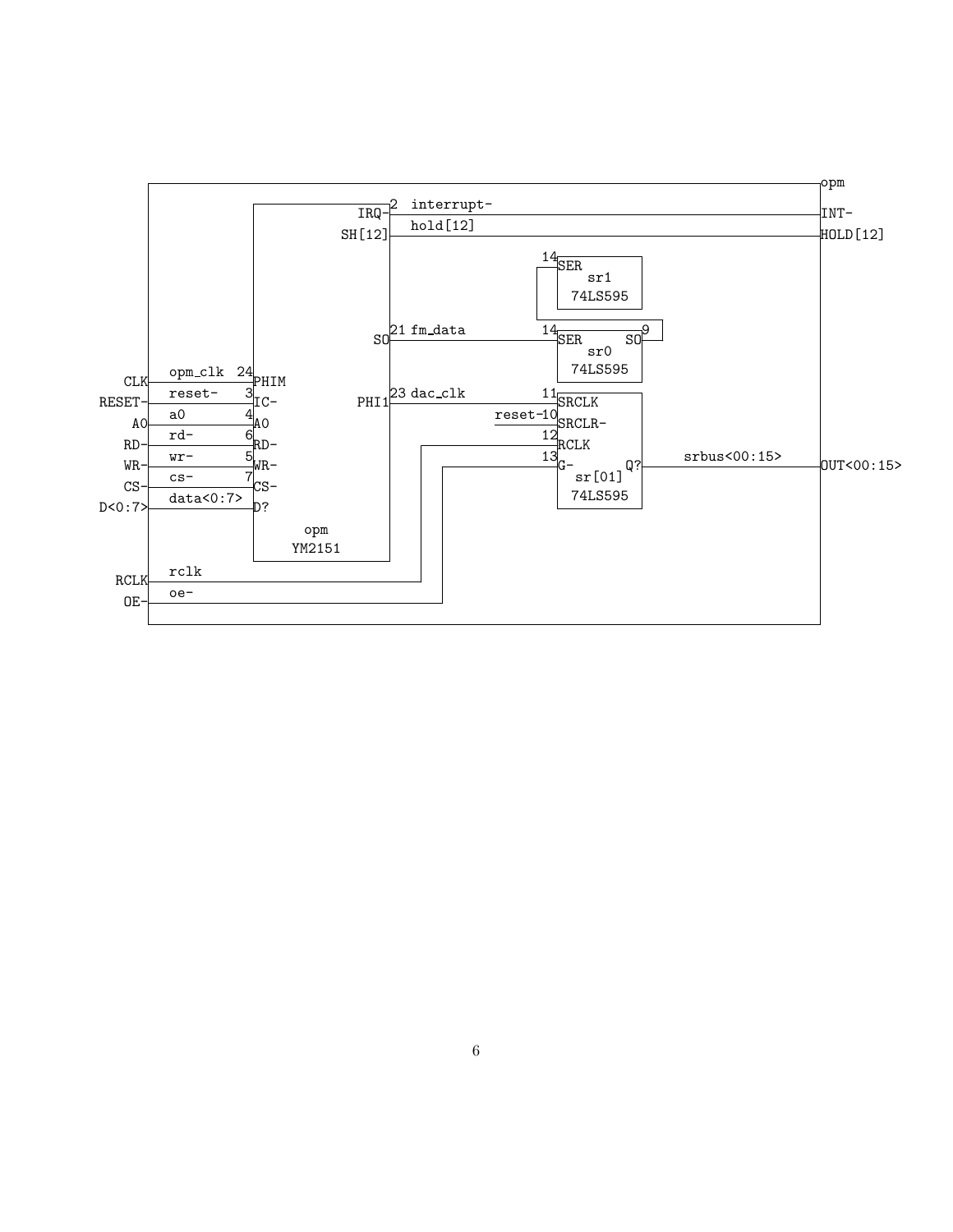```
opm
INT-
HOLD[12]
OUT<00:15>

Inputs:
CLK    -> opm_clk   -> 24 PHIM
RESET- -> reset-    -> 3  IC-
A0     -> a0        -> 4  A0
RD-    -> rd-       -> 6  RD-
WR-    -> wr-       -> 5  WR-
CS-    -> cs-       -> 7  CS-
D<0:7> -> data<0:7> -> D?
RCLK   -> rclk
OE-    -> oe-

opm YM2151:
IRQ-  2  interrupt-
SH[12]   hold[12]
SO    21 fm_data
PHI1  23 dac_clk

sr1 74LS595:
14 SER

sr0 74LS595:
14 SER   SO 9

sr[01] 74LS595:
11 SRCLK
reset- 10 SRCLR-
12 RCLK
13 G-
Q?   srbus<00:15>
```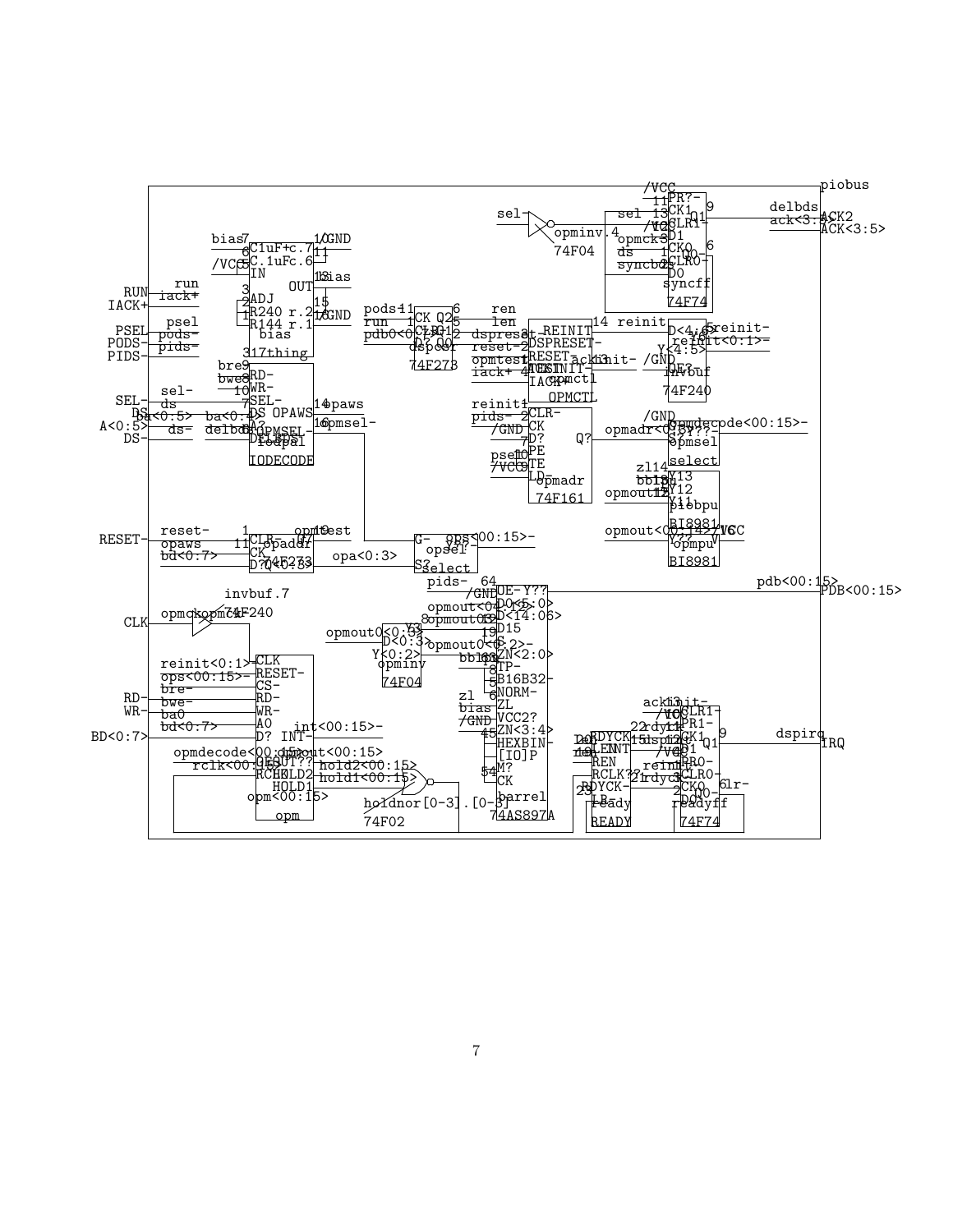```
piobus

RUN-
IACK+
PSEL
PODS-
PIDS-
SEL-
DS
A<0:5>
DS-
RESET-
CLK
RD-
WR-
BD<0:7>

ACK2
ACK<3:5>
PDB<00:15>
IRQ

bias
/VCC
run
iack+
psel
pods-
pids-
C1uF+c.7
C.1uFc.6
IN
OUT
ADJ
R240 r.2
R144 r.1
bias
317thing
/GND
bias

bre-
bwe-
sel-
ds
ba<0:5>
ba<0:4>
ds-
delbds
RD-
WR-
SEL-
DS
A?
OPAWS
OPMSEL-
iodpal
IODECODE
opaws
opmsel-

pods-
run
pdb0<0:7>
CK
CLR-
D? Q0
Q2
Q1
dspcsr
74F273
ren
len
dspreset-
reset-
opmtest
iack+

REINIT
DSPRESET-
RESET-
ACKINIT-
IACK+
opmctl
OPMCTL
reinit
ackinit-

sel-
opminv.4
74F04
sel
opmck3
ds
syncbds
/VCC
PR?-
CK1
CLR1-
D1
CK0
CLR0-
D0
Q1
Q0-
syncff
74F74
delbds
ack<3:5>

D<4:6>
Y<4:5>
OE?-
/GND
invbuf
74F240
reinit-
reinit<0:1>=

reinit
pids-
/GND
psel
/VCC
CLR-
CK
D?
PE
TE
LD-
Q?
opmadr
74F161
opmadr<0:3>
/GND
opmdecode<00:15>-
opmsel
select

zl
bb18
opmout15
Y13
Y12
Y11
piobpu
BI8981
opmout<00:14>
/VCC
opmpu
BI8981

reset-
opaws
bd<0:7>
CLR-
CK
D?
Q<0:3>
opaddr
74F273
opmtest
opa<0:3>
G-
S?
Y??-
opsel
select
ops<00:15>-

pids-
/GND
OE-
D0<5:0>
D<14:06>
D15
S<2:2>-
ZN<2:0>
TP-
B16B32-
NORM-
ZL
VCC2?
ZN<3:4>
HEXBIN-
[IO]P
M?
CK
barrel
74AS897A
opmout<0:12>
opmout03
opmout0<0:3>
Y<0:2>
D<0:3>
opminv
74F04
bb18
zl
bias
/GND
pdb<00:15>

invbuf.7
opmck
opmck
74F240
reinit<0:1>
ops<00:15>-
bre-
bwe-
ba0
bd<0:7>
opmdecode<00:15>-
rclk<00:15>
CLK
RESET-
CS-
RD-
WR-
A0
D?
INT-
QOUT??
RCLK
HOLD2
HOLD1
opm<00:15>
opm
int<00:15>-
opmout<00:15>
hold2<00:15>
hold1<00:15>
holdnor[0-3].[0-3]
74F02

RDYCK
LEN
INT
REN
RCLK??
RDYCK-
LB-
ready
READY
rdyck
dspint
reinit
rdyck
ackinit-
/VCC
PR1-
CK1
D1
PR0-
CLR0-
CK0
D0
CLR1-
Q1
Q0-
readyff
74F74
clr-
dspirq
```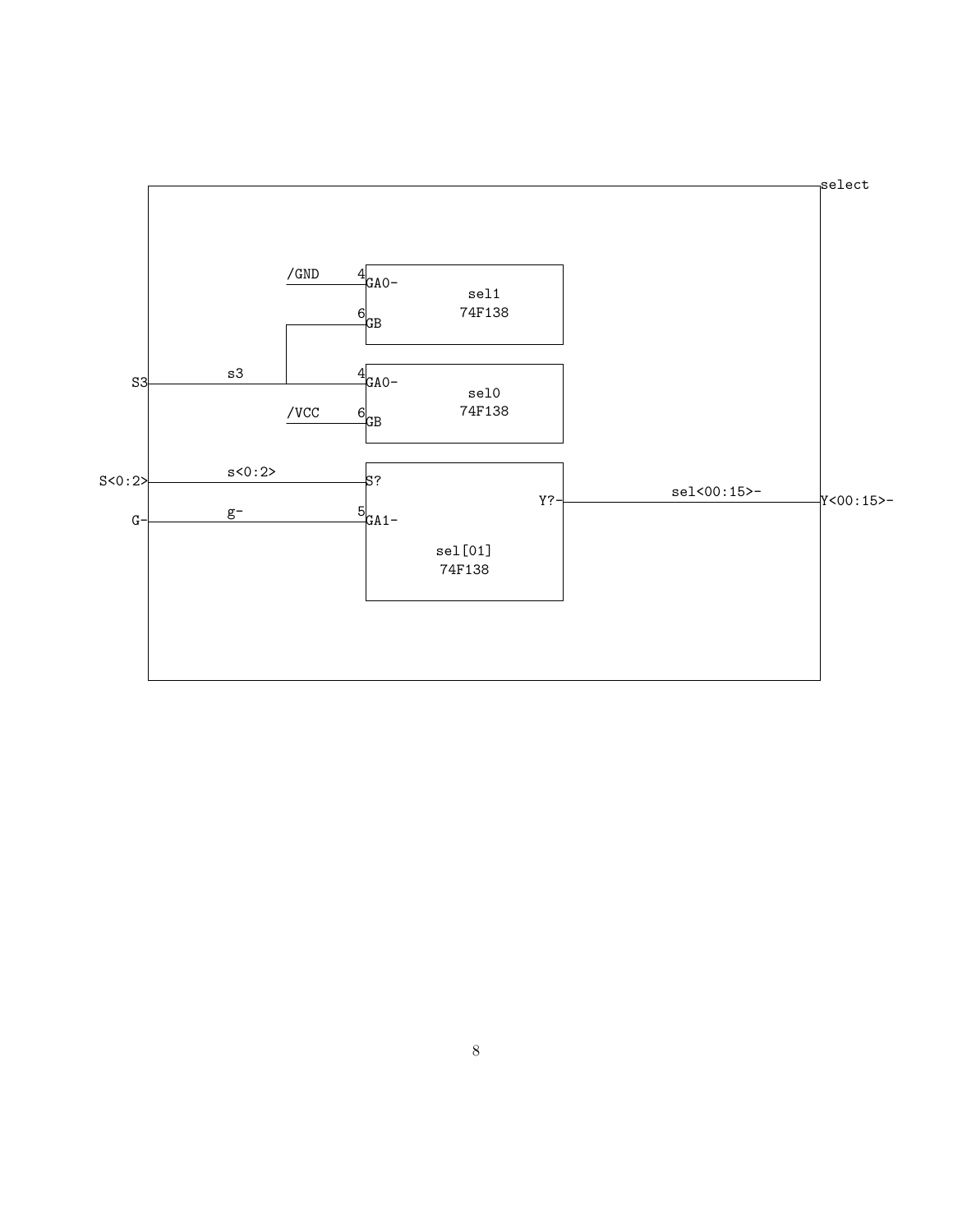select

/GND

4 GA0-

6 GB

sel1
74F138

S3

s3

4 GA0-

sel0
74F138

/VCC

6 GB

S<0:2>

s<0:2>

S?

G-

g-

5 GA1-

Y?-

sel<00:15>-

Y<00:15>-

sel[01]
74F138